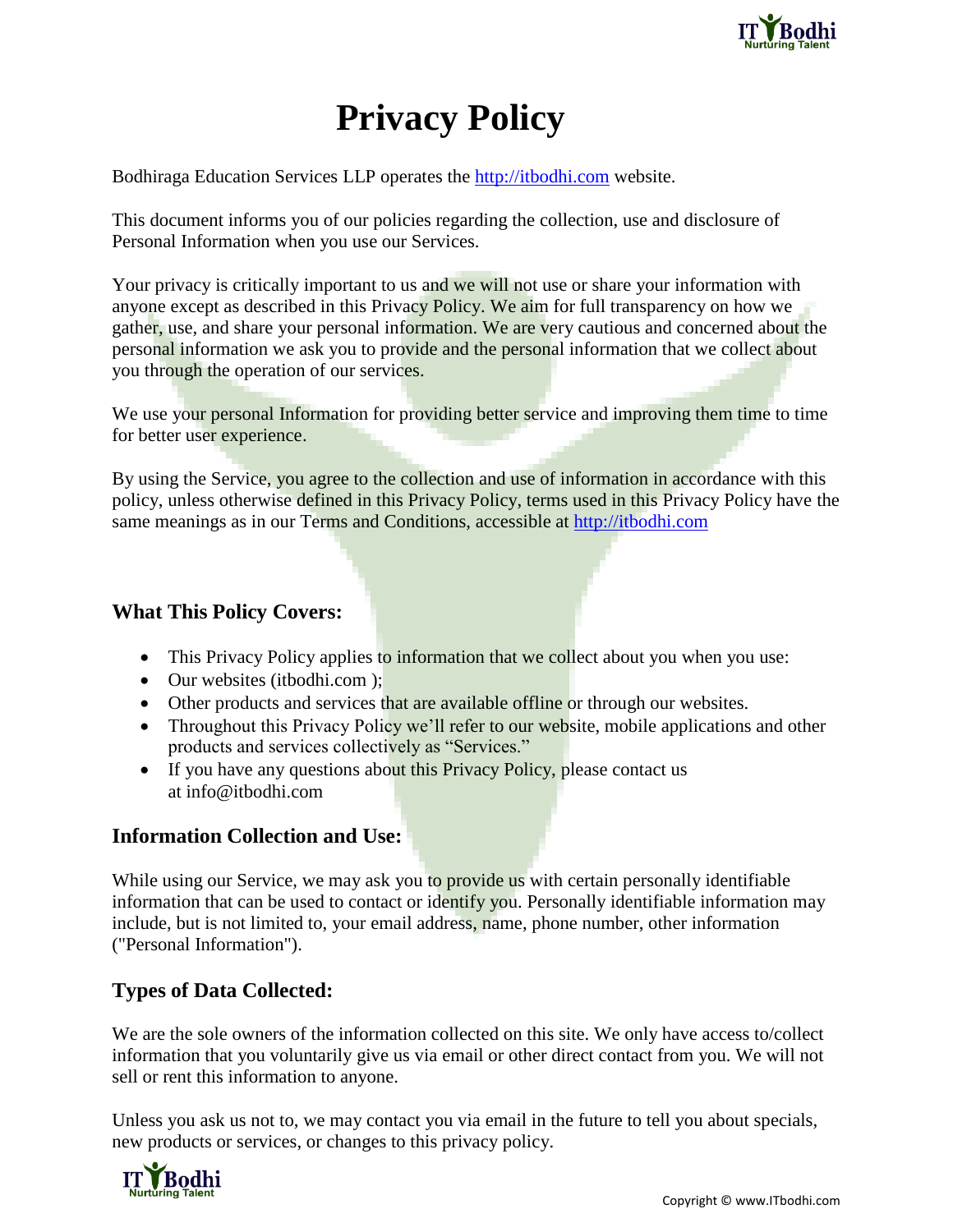# Privacy Policy

Bodhiraga Education Services LLP operates the http://itbodhi.com website.

This document informs you of our policies regarding the collection, use and disclosure of Personal Information when you use our Services.

Your privacy is critically important to us and we will not use or share your information with anyone except as described in this Privacy Policy. We aim for full transparency on how we gather, use, and share your personal information. We are very cautious and concerned about the personal information we ask you to provide and the personal information that we collect about you through the operation of our services.

We use your personal Information for providing better service and improving them time to time for better user experience.

By using the Service, you agree to the collection and use of information in accordance with this policy, unless otherwise defined in this Privacy Policy, terms used in this Privacy Policy have the same meanings as in our Terms and Conditions, accessible at http://itbodhi.com

### What This Policy Covers:

- This Privacy Policy applies to information that we collect about you when you use:
- Our websites (itbodhi.com );
- Other products and services that are available offline or through our websites.
- Throughout this Privacy Policy we'll refer to our website, mobile applications and other products and services collectively as "Services."
- If you have any questions about this Privacy Policy, please contact us at info@itbodhi.com

### Information Collection and Use:

While using our Service, we may ask you to provide us with certain personally identifiable information that can be used to contact or identify you. Personally identifiable information may include, but is not limited to, your email address, name, phone number, other information ("Personal Information").

### Types of Data Collected:

We are the sole owners of the information collected on this site. We only have access to/collect information that you voluntarily give us via email or other direct contact from you. We will not sell or rent this information to anyone.

Unless you ask us not to, we may contact you via email in the future to tell you about specials, new products or services, or changes to this privacy policy.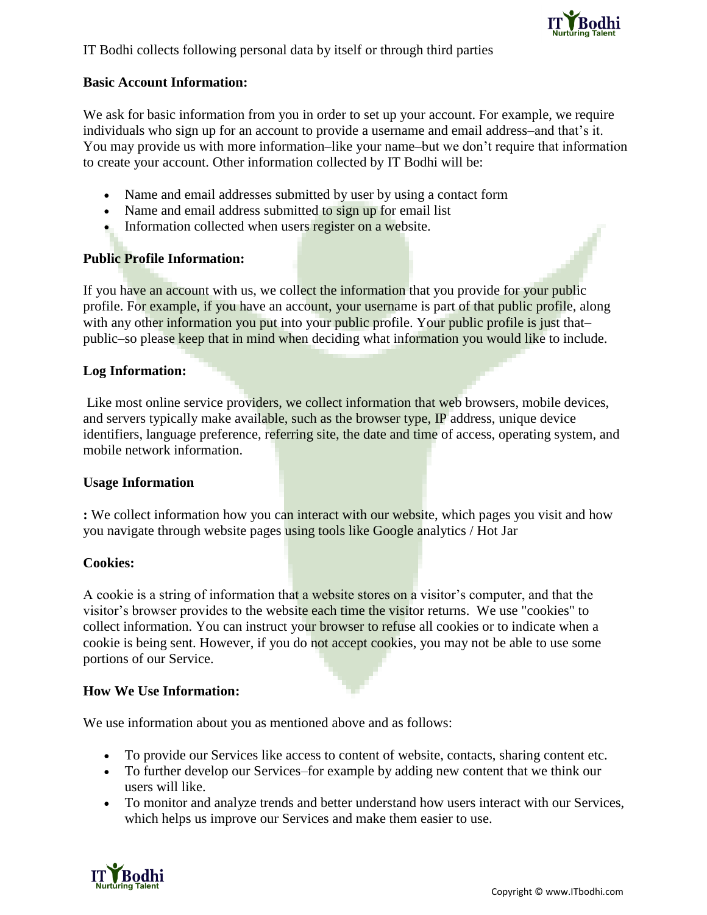IT Bodhi collects following personal data by itself or through third parties

**Basic Account Information:**

We ask for basic information from you in order to set up your account. For example, we require individuals who sign up for an account to provide a username and email address–and that's it. You may provide us with more information–like your name–but we don't require that information to create your account. Other information collected by IT Bodhi will be:

- Name and email addresses submitted by user by using a contact form
- Name and email address submitted to sign up for email list
- Information collected when users register on a website.

**Public Profile Information:**

If you have an account with us, we collect the information that you provide for your public profile. For example, if you have an account, your username is part of that public profile, along with any other information you put into your public profile. Your public profile is just that–public–so please keep that in mind when deciding what information you would like to include.

**Log Information:**

Like most online service providers, we collect information that web browsers, mobile devices, and servers typically make available, such as the browser type, IP address, unique device identifiers, language preference, referring site, the date and time of access, operating system, and mobile network information.

**Usage Information**

**:** We collect information how you can interact with our website, which pages you visit and how you navigate through website pages using tools like Google analytics / Hot Jar

**Cookies:**

A cookie is a string of information that a website stores on a visitor's computer, and that the visitor's browser provides to the website each time the visitor returns. We use "cookies" to collect information. You can instruct your browser to refuse all cookies or to indicate when a cookie is being sent. However, if you do not accept cookies, you may not be able to use some portions of our Service.

**How We Use Information:**

We use information about you as mentioned above and as follows:

- To provide our Services like access to content of website, contacts, sharing content etc.
- To further develop our Services–for example by adding new content that we think our users will like.
- To monitor and analyze trends and better understand how users interact with our Services, which helps us improve our Services and make them easier to use.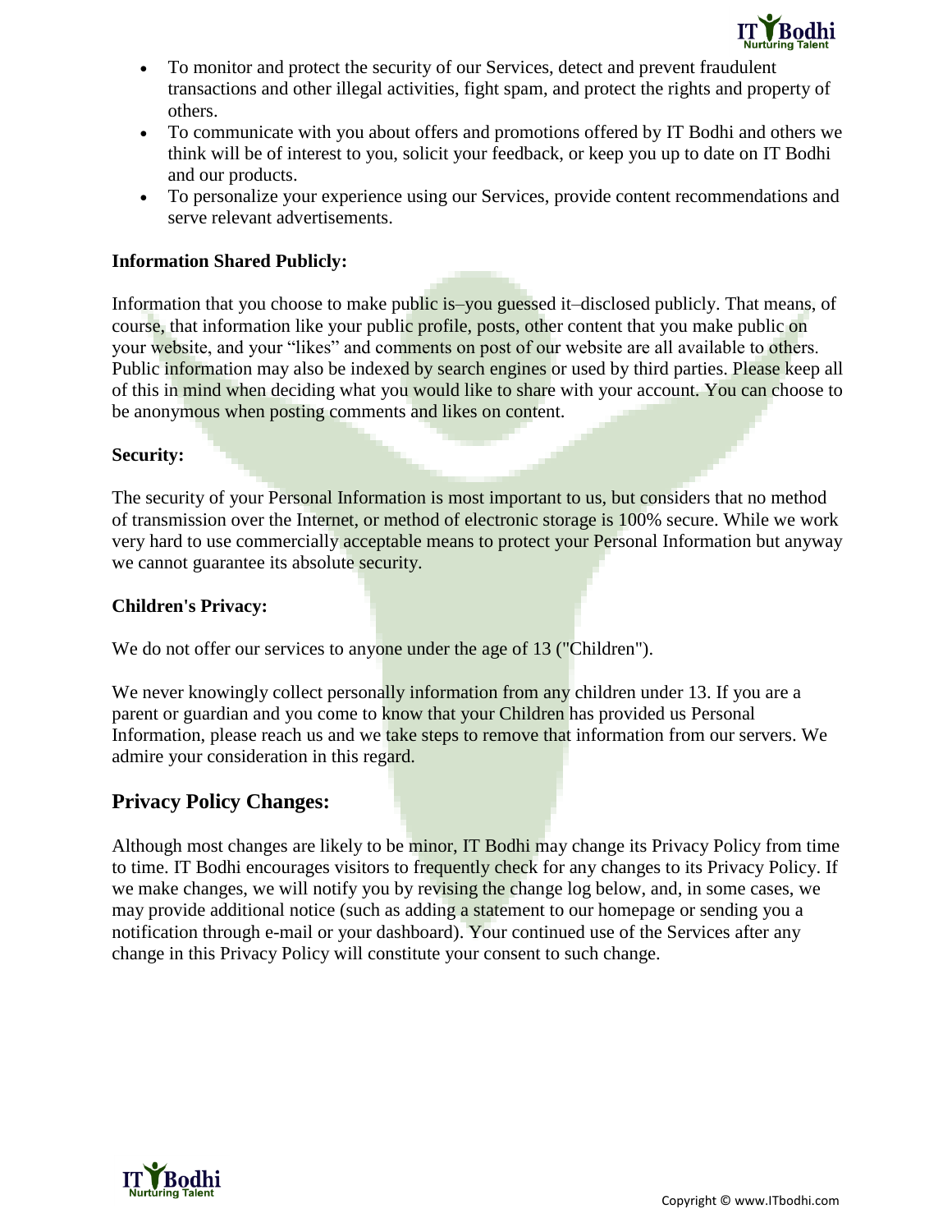- To monitor and protect the security of our Services, detect and prevent fraudulent transactions and other illegal activities, fight spam, and protect the rights and property of others.
- To communicate with you about offers and promotions offered by IT Bodhi and others we think will be of interest to you, solicit your feedback, or keep you up to date on IT Bodhi and our products.
- To personalize your experience using our Services, provide content recommendations and serve relevant advertisements.

**Information Shared Publicly:**

Information that you choose to make public is–you guessed it–disclosed publicly. That means, of course, that information like your public profile, posts, other content that you make public on your website, and your "likes" and comments on post of our website are all available to others. Public information may also be indexed by search engines or used by third parties. Please keep all of this in mind when deciding what you would like to share with your account. You can choose to be anonymous when posting comments and likes on content.

**Security:**

The security of your Personal Information is most important to us, but considers that no method of transmission over the Internet, or method of electronic storage is 100% secure. While we work very hard to use commercially acceptable means to protect your Personal Information but anyway we cannot guarantee its absolute security.

**Children's Privacy:**

We do not offer our services to anyone under the age of 13 ("Children").

We never knowingly collect personally information from any children under 13. If you are a parent or guardian and you come to know that your Children has provided us Personal Information, please reach us and we take steps to remove that information from our servers. We admire your consideration in this regard.

## Privacy Policy Changes:

Although most changes are likely to be minor, IT Bodhi may change its Privacy Policy from time to time. IT Bodhi encourages visitors to frequently check for any changes to its Privacy Policy. If we make changes, we will notify you by revising the change log below, and, in some cases, we may provide additional notice (such as adding a statement to our homepage or sending you a notification through e-mail or your dashboard). Your continued use of the Services after any change in this Privacy Policy will constitute your consent to such change.